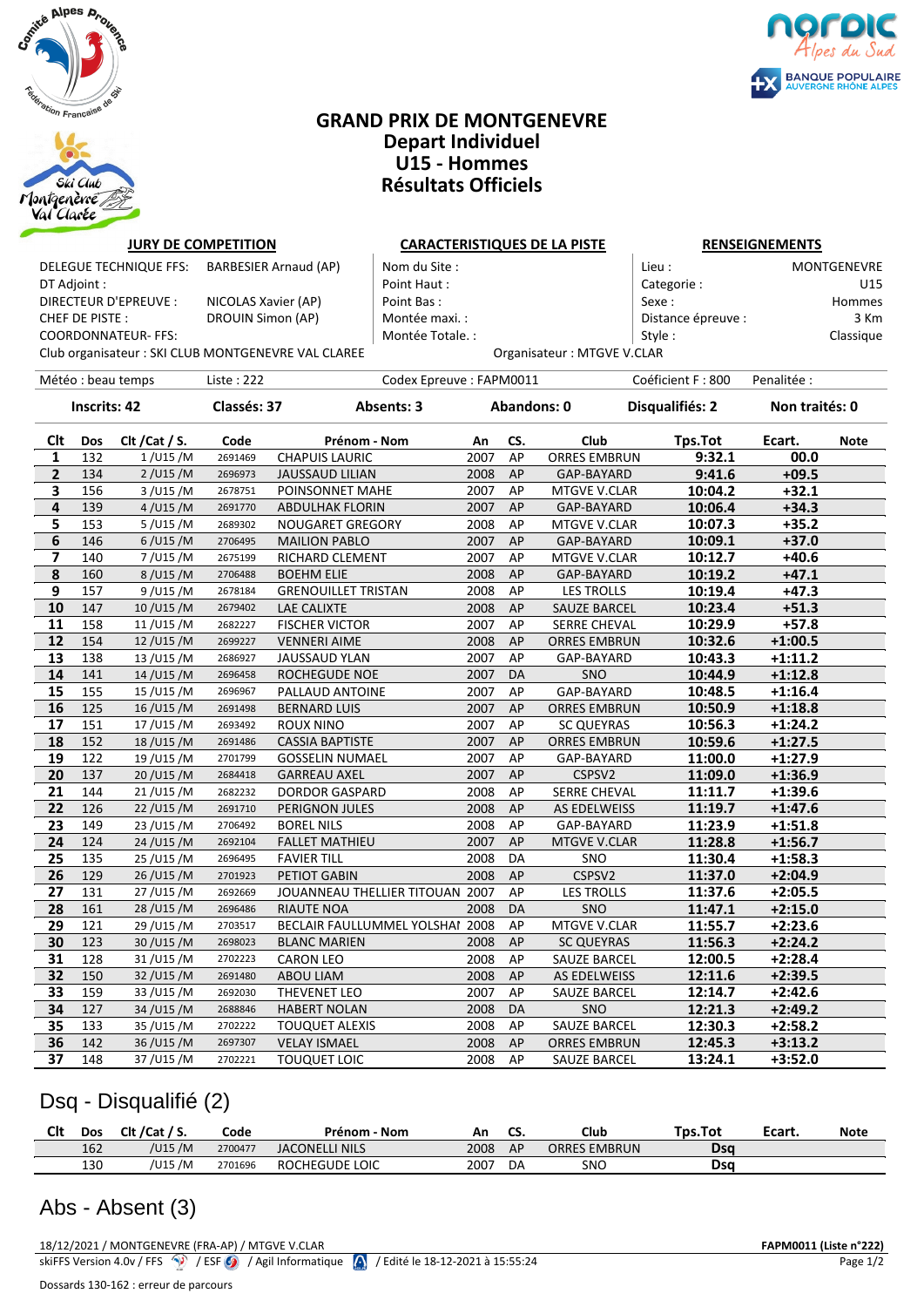# GRAND PRIX DE MONTGENEVRE
## Depart Individuel
## U15 - Hommes
## Résultats Officiels

**JURY DE COMPETITION**

DELEGUE TECHNIQUE FFS: BARBESIER Arnaud (AP)
DT Adjoint :
DIRECTEUR D'EPREUVE : NICOLAS Xavier (AP)
CHEF DE PISTE : DROUIN Simon (AP)
COORDONNATEUR- FFS:
Club organisateur : SKI CLUB MONTGENEVRE VAL CLAREE

**CARACTERISTIQUES DE LA PISTE**

Nom du Site :
Point Haut :
Point Bas :
Montée maxi. :
Montée Totale. :
Organisateur : MTGVE V.CLAR

**RENSEIGNEMENTS**

Lieu : MONTGENEVRE
Categorie : U15
Sexe : Hommes
Distance épreuve : 3 Km
Style : Classique

Météo : beau temps | Liste : 222 | Codex Epreuve : FAPM0011 | Coéficient F : 800 | Penalitée :

**Inscrits: 42** | **Classés: 37** | **Absents: 3** | **Abandons: 0** | **Disqualifiés: 2** | **Non traités: 0**

| Clt | Dos | Clt /Cat / S. | Code | Prénom - Nom | An | CS. | Club | Tps.Tot | Ecart. | Note |
|---|---|---|---|---|---|---|---|---|---|---|
| 1 | 132 | 1 /U15 /M | 2691469 | CHAPUIS LAURIC | 2007 | AP | ORRES EMBRUN | 9:32.1 | 00.0 | |
| 2 | 134 | 2 /U15 /M | 2696973 | JAUSSAUD LILIAN | 2008 | AP | GAP-BAYARD | 9:41.6 | +09.5 | |
| 3 | 156 | 3 /U15 /M | 2678751 | POINSONNET MAHE | 2007 | AP | MTGVE V.CLAR | 10:04.2 | +32.1 | |
| 4 | 139 | 4 /U15 /M | 2691770 | ABDULHAK FLORIN | 2007 | AP | GAP-BAYARD | 10:06.4 | +34.3 | |
| 5 | 153 | 5 /U15 /M | 2689302 | NOUGARET GREGORY | 2008 | AP | MTGVE V.CLAR | 10:07.3 | +35.2 | |
| 6 | 146 | 6 /U15 /M | 2706495 | MAILION PABLO | 2007 | AP | GAP-BAYARD | 10:09.1 | +37.0 | |
| 7 | 140 | 7 /U15 /M | 2675199 | RICHARD CLEMENT | 2007 | AP | MTGVE V.CLAR | 10:12.7 | +40.6 | |
| 8 | 160 | 8 /U15 /M | 2706488 | BOEHM ELIE | 2008 | AP | GAP-BAYARD | 10:19.2 | +47.1 | |
| 9 | 157 | 9 /U15 /M | 2678184 | GRENOUILLET TRISTAN | 2008 | AP | LES TROLLS | 10:19.4 | +47.3 | |
| 10 | 147 | 10 /U15 /M | 2679402 | LAE CALIXTE | 2008 | AP | SAUZE BARCEL | 10:23.4 | +51.3 | |
| 11 | 158 | 11 /U15 /M | 2682227 | FISCHER VICTOR | 2007 | AP | SERRE CHEVAL | 10:29.9 | +57.8 | |
| 12 | 154 | 12 /U15 /M | 2699227 | VENNERI AIME | 2008 | AP | ORRES EMBRUN | 10:32.6 | +1:00.5 | |
| 13 | 138 | 13 /U15 /M | 2686927 | JAUSSAUD YLAN | 2007 | AP | GAP-BAYARD | 10:43.3 | +1:11.2 | |
| 14 | 141 | 14 /U15 /M | 2696458 | ROCHEGUDE NOE | 2007 | DA | SNO | 10:44.9 | +1:12.8 | |
| 15 | 155 | 15 /U15 /M | 2696967 | PALLAUD ANTOINE | 2007 | AP | GAP-BAYARD | 10:48.5 | +1:16.4 | |
| 16 | 125 | 16 /U15 /M | 2691498 | BERNARD LUIS | 2007 | AP | ORRES EMBRUN | 10:50.9 | +1:18.8 | |
| 17 | 151 | 17 /U15 /M | 2693492 | ROUX NINO | 2007 | AP | SC QUEYRAS | 10:56.3 | +1:24.2 | |
| 18 | 152 | 18 /U15 /M | 2691486 | CASSIA BAPTISTE | 2007 | AP | ORRES EMBRUN | 10:59.6 | +1:27.5 | |
| 19 | 122 | 19 /U15 /M | 2701799 | GOSSELIN NUMAEL | 2007 | AP | GAP-BAYARD | 11:00.0 | +1:27.9 | |
| 20 | 137 | 20 /U15 /M | 2684418 | GARREAU AXEL | 2007 | AP | CSPSV2 | 11:09.0 | +1:36.9 | |
| 21 | 144 | 21 /U15 /M | 2682232 | DORDOR GASPARD | 2008 | AP | SERRE CHEVAL | 11:11.7 | +1:39.6 | |
| 22 | 126 | 22 /U15 /M | 2691710 | PERIGNON JULES | 2008 | AP | AS EDELWEISS | 11:19.7 | +1:47.6 | |
| 23 | 149 | 23 /U15 /M | 2706492 | BOREL NILS | 2008 | AP | GAP-BAYARD | 11:23.9 | +1:51.8 | |
| 24 | 124 | 24 /U15 /M | 2692104 | FALLET MATHIEU | 2007 | AP | MTGVE V.CLAR | 11:28.8 | +1:56.7 | |
| 25 | 135 | 25 /U15 /M | 2696495 | FAVIER TILL | 2008 | DA | SNO | 11:30.4 | +1:58.3 | |
| 26 | 129 | 26 /U15 /M | 2701923 | PETIOT GABIN | 2008 | AP | CSPSV2 | 11:37.0 | +2:04.9 | |
| 27 | 131 | 27 /U15 /M | 2692669 | JOUANNEAU THELLIER TITOUAN | 2007 | AP | LES TROLLS | 11:37.6 | +2:05.5 | |
| 28 | 161 | 28 /U15 /M | 2696486 | RIAUTE NOA | 2008 | DA | SNO | 11:47.1 | +2:15.0 | |
| 29 | 121 | 29 /U15 /M | 2703517 | BECLAIR FAULLUMMEL YOLSHAI | 2008 | AP | MTGVE V.CLAR | 11:55.7 | +2:23.6 | |
| 30 | 123 | 30 /U15 /M | 2698023 | BLANC MARIEN | 2008 | AP | SC QUEYRAS | 11:56.3 | +2:24.2 | |
| 31 | 128 | 31 /U15 /M | 2702223 | CARON LEO | 2008 | AP | SAUZE BARCEL | 12:00.5 | +2:28.4 | |
| 32 | 150 | 32 /U15 /M | 2691480 | ABOU LIAM | 2008 | AP | AS EDELWEISS | 12:11.6 | +2:39.5 | |
| 33 | 159 | 33 /U15 /M | 2692030 | THEVENET LEO | 2007 | AP | SAUZE BARCEL | 12:14.7 | +2:42.6 | |
| 34 | 127 | 34 /U15 /M | 2688846 | HABERT NOLAN | 2008 | DA | SNO | 12:21.3 | +2:49.2 | |
| 35 | 133 | 35 /U15 /M | 2702222 | TOUQUET ALEXIS | 2008 | AP | SAUZE BARCEL | 12:30.3 | +2:58.2 | |
| 36 | 142 | 36 /U15 /M | 2697307 | VELAY ISMAEL | 2008 | AP | ORRES EMBRUN | 12:45.3 | +3:13.2 | |
| 37 | 148 | 37 /U15 /M | 2702221 | TOUQUET LOIC | 2008 | AP | SAUZE BARCEL | 13:24.1 | +3:52.0 | |

## Dsq - Disqualifié (2)

| Clt | Dos | Clt /Cat / S. | Code | Prénom - Nom | An | CS. | Club | Tps.Tot | Ecart. | Note |
|---|---|---|---|---|---|---|---|---|---|---|
| | 162 | /U15 /M | 2700477 | JACONELLI NILS | 2008 | AP | ORRES EMBRUN | Dsq | | |
| | 130 | /U15 /M | 2701696 | ROCHEGUDE LOIC | 2007 | DA | SNO | Dsq | | |

## Abs - Absent (3)

18/12/2021 / MONTGENEVRE (FRA-AP) / MTGVE V.CLAR — FAPM0011 (Liste n°222)
skiFFS Version 4.0v / FFS / ESF / Agil Informatique / Edité le 18-12-2021 à 15:55:24

Dossards 130-162 : erreur de parcours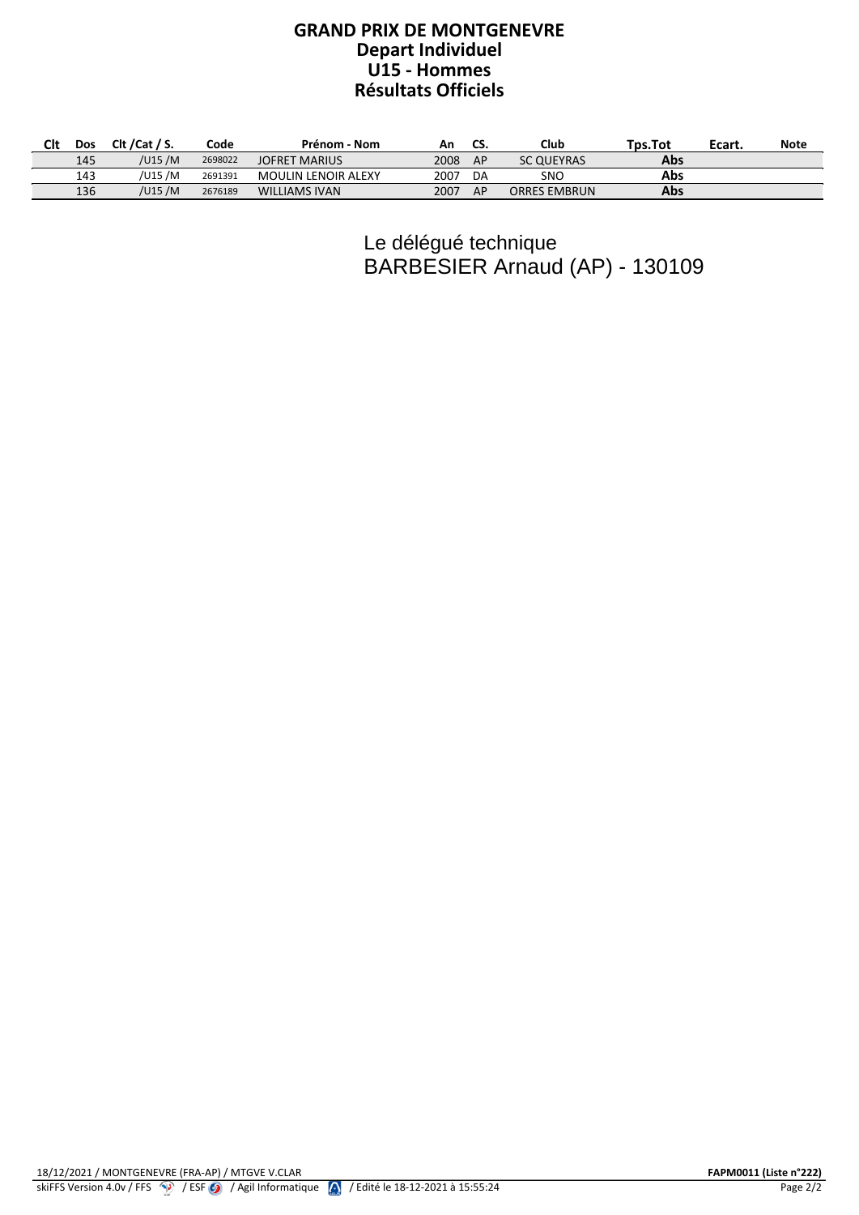**GRAND PRIX DE MONTGENEVRE**
**Depart Individuel**
**U15 - Hommes**
**Résultats Officiels**

| Clt | Dos | Clt /Cat / S. | Code | Prénom - Nom | An | CS. | Club | Tps.Tot | Ecart. | Note |
|---|---|---|---|---|---|---|---|---|---|---|
| | 145 | /U15 /M | 2698022 | JOFRET MARIUS | 2008 | AP | SC QUEYRAS | Abs | | |
| | 143 | /U15 /M | 2691391 | MOULIN LENOIR ALEXY | 2007 | DA | SNO | Abs | | |
| | 136 | /U15 /M | 2676189 | WILLIAMS IVAN | 2007 | AP | ORRES EMBRUN | Abs | | |

Le délégué technique
BARBESIER Arnaud (AP) - 130109

18/12/2021 / MONTGENEVRE (FRA-AP) / MTGVE V.CLAR
skiFFS Version 4.0v / FFS / ESF / Agil Informatique / Edité le 18-12-2021 à 15:55:24

FAPM0011 (Liste n°222)